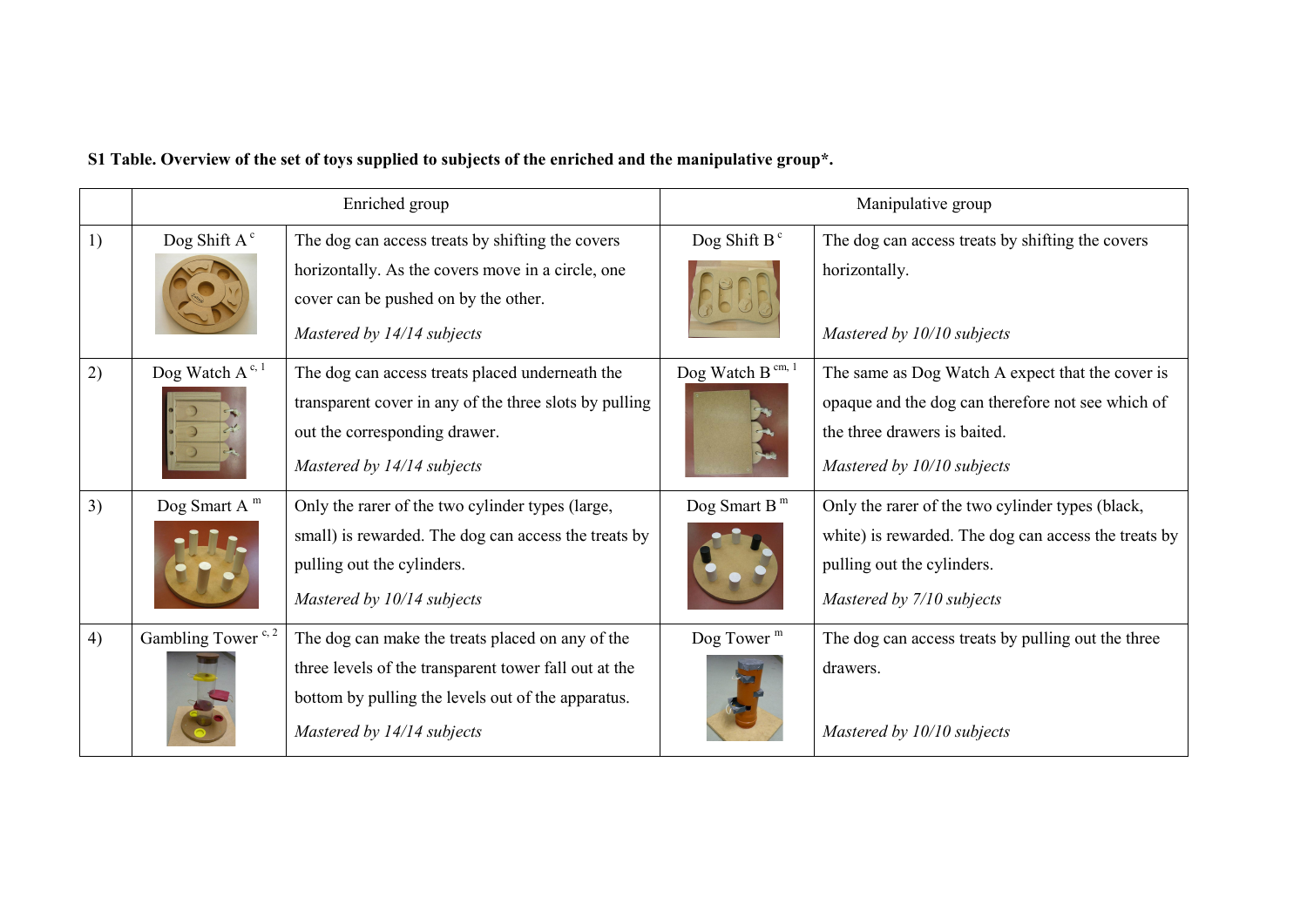**S1 Table. Overview of the set of toys supplied to subjects of the enriched and the manipulative group*.**

| | Enriched group | | Manipulative group | |
|---|---|---|---|---|
| 1) | Dog Shift A [c] | The dog can access treats by shifting the covers horizontally. As the covers move in a circle, one cover can be pushed on by the other. *Mastered by 14/14 subjects* | Dog Shift B [c] | The dog can access treats by shifting the covers horizontally. *Mastered by 10/10 subjects* |
| 2) | Dog Watch A [c, 1] | The dog can access treats placed underneath the transparent cover in any of the three slots by pulling out the corresponding drawer. *Mastered by 14/14 subjects* | Dog Watch B [cm, 1] | The same as Dog Watch A expect that the cover is opaque and the dog can therefore not see which of the three drawers is baited. *Mastered by 10/10 subjects* |
| 3) | Dog Smart A [m] | Only the rarer of the two cylinder types (large, small) is rewarded. The dog can access the treats by pulling out the cylinders. *Mastered by 10/14 subjects* | Dog Smart B [m] | Only the rarer of the two cylinder types (black, white) is rewarded. The dog can access the treats by pulling out the cylinders. *Mastered by 7/10 subjects* |
| 4) | Gambling Tower [c, 2] | The dog can make the treats placed on any of the three levels of the transparent tower fall out at the bottom by pulling the levels out of the apparatus. *Mastered by 14/14 subjects* | Dog Tower [m] | The dog can access treats by pulling out the three drawers. *Mastered by 10/10 subjects* |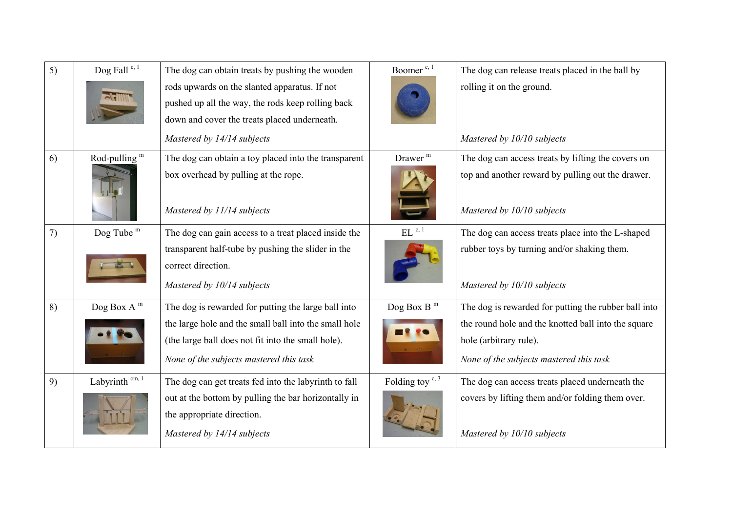| | | | | |
|---|---|---|---|---|
| 5) | Dog Fall [c, 1] | The dog can obtain treats by pushing the wooden rods upwards on the slanted apparatus. If not pushed up all the way, the rods keep rolling back down and cover the treats placed underneath. *Mastered by 14/14 subjects* | Boomer [c, 1] | The dog can release treats placed in the ball by rolling it on the ground. *Mastered by 10/10 subjects* |
| 6) | Rod-pulling [m] | The dog can obtain a toy placed into the transparent box overhead by pulling at the rope. *Mastered by 11/14 subjects* | Drawer [m] | The dog can access treats by lifting the covers on top and another reward by pulling out the drawer. *Mastered by 10/10 subjects* |
| 7) | Dog Tube [m] | The dog can gain access to a treat placed inside the transparent half-tube by pushing the slider in the correct direction. *Mastered by 10/14 subjects* | EL [c, 1] | The dog can access treats place into the L-shaped rubber toys by turning and/or shaking them. *Mastered by 10/10 subjects* |
| 8) | Dog Box A [m] | The dog is rewarded for putting the large ball into the large hole and the small ball into the small hole (the large ball does not fit into the small hole). *None of the subjects mastered this task* | Dog Box B [m] | The dog is rewarded for putting the rubber ball into the round hole and the knotted ball into the square hole (arbitrary rule). *None of the subjects mastered this task* |
| 9) | Labyrinth [cm, 1] | The dog can get treats fed into the labyrinth to fall out at the bottom by pulling the bar horizontally in the appropriate direction. *Mastered by 14/14 subjects* | Folding toy [c, 3] | The dog can access treats placed underneath the covers by lifting them and/or folding them over. *Mastered by 10/10 subjects* |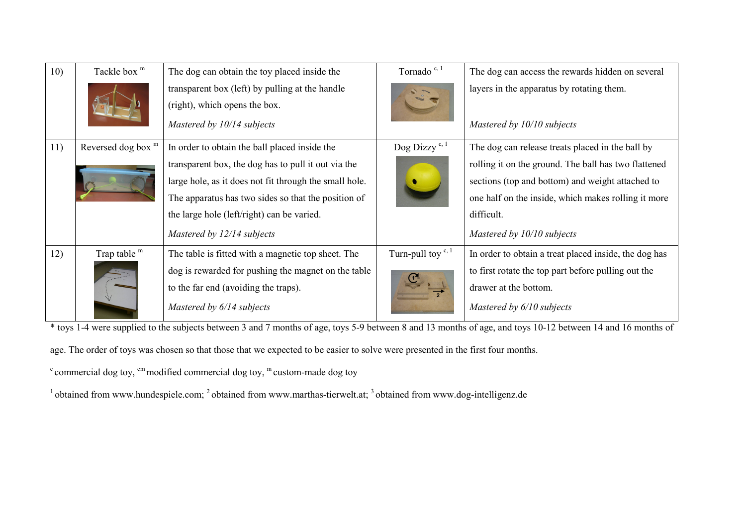| | | | | |
|---|---|---|---|---|
| 10) | Tackle box [m] | The dog can obtain the toy placed inside the transparent box (left) by pulling at the handle (right), which opens the box. *Mastered by 10/14 subjects* | Tornado [c, 1] | The dog can access the rewards hidden on several layers in the apparatus by rotating them. *Mastered by 10/10 subjects* |
| 11) | Reversed dog box [m] | In order to obtain the ball placed inside the transparent box, the dog has to pull it out via the large hole, as it does not fit through the small hole. The apparatus has two sides so that the position of the large hole (left/right) can be varied. *Mastered by 12/14 subjects* | Dog Dizzy [c, 1] | The dog can release treats placed in the ball by rolling it on the ground. The ball has two flattened sections (top and bottom) and weight attached to one half on the inside, which makes rolling it more difficult. *Mastered by 10/10 subjects* |
| 12) | Trap table [m] | The table is fitted with a magnetic top sheet. The dog is rewarded for pushing the magnet on the table to the far end (avoiding the traps). *Mastered by 6/14 subjects* | Turn-pull toy [c, 1] | In order to obtain a treat placed inside, the dog has to first rotate the top part before pulling out the drawer at the bottom. *Mastered by 6/10 subjects* |

* toys 1-4 were supplied to the subjects between 3 and 7 months of age, toys 5-9 between 8 and 13 months of age, and toys 10-12 between 14 and 16 months of age. The order of toys was chosen so that those that we expected to be easier to solve were presented in the first four months.

[c] commercial dog toy, [cm] modified commercial dog toy, [m] custom-made dog toy

[1] obtained from www.hundespiele.com; [2] obtained from www.marthas-tierwelt.at; [3] obtained from www.dog-intelligenz.de